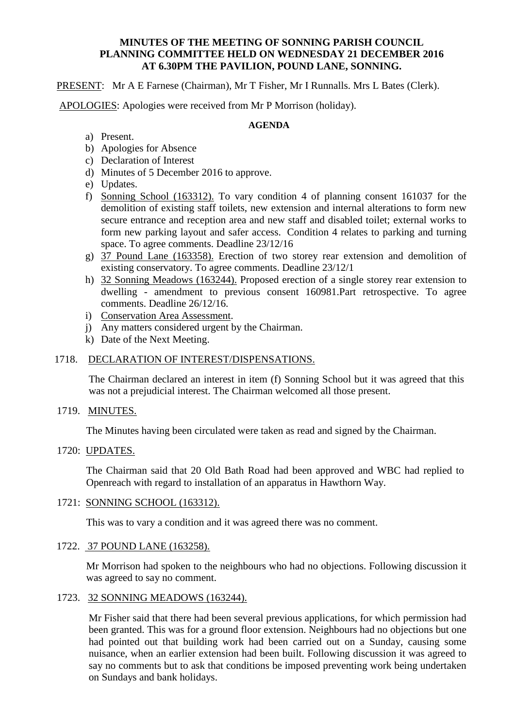**MINUTES OF THE MEETING OF SONNING PARISH COUNCIL PLANNING COMMITTEE HELD ON WEDNESDAY 21 DECEMBER 2016 AT 6.30PM THE PAVILION, POUND LANE, SONNING.**

PRESENT: Mr A E Farnese (Chairman), Mr T Fisher, Mr I Runnalls. Mrs L Bates (Clerk).

APOLOGIES: Apologies were received from Mr P Morrison (holiday).

**AGENDA**

a) Present.
b) Apologies for Absence
c) Declaration of Interest
d) Minutes of 5 December 2016 to approve.
e) Updates.
f) Sonning School (163312). To vary condition 4 of planning consent 161037 for the demolition of existing staff toilets, new extension and internal alterations to form new secure entrance and reception area and new staff and disabled toilet; external works to form new parking layout and safer access. Condition 4 relates to parking and turning space. To agree comments. Deadline 23/12/16
g) 37 Pound Lane (163358). Erection of two storey rear extension and demolition of existing conservatory. To agree comments. Deadline 23/12/1
h) 32 Sonning Meadows (163244). Proposed erection of a single storey rear extension to dwelling - amendment to previous consent 160981.Part retrospective. To agree comments. Deadline 26/12/16.
i) Conservation Area Assessment.
j) Any matters considered urgent by the Chairman.
k) Date of the Next Meeting.

1718. DECLARATION OF INTEREST/DISPENSATIONS.

The Chairman declared an interest in item (f) Sonning School but it was agreed that this was not a prejudicial interest. The Chairman welcomed all those present.

1719. MINUTES.

The Minutes having been circulated were taken as read and signed by the Chairman.

1720: UPDATES.

The Chairman said that 20 Old Bath Road had been approved and WBC had replied to Openreach with regard to installation of an apparatus in Hawthorn Way.

1721: SONNING SCHOOL (163312).

This was to vary a condition and it was agreed there was no comment.

1722. 37 POUND LANE (163258).

Mr Morrison had spoken to the neighbours who had no objections. Following discussion it was agreed to say no comment.

1723. 32 SONNING MEADOWS (163244).

Mr Fisher said that there had been several previous applications, for which permission had been granted. This was for a ground floor extension. Neighbours had no objections but one had pointed out that building work had been carried out on a Sunday, causing some nuisance, when an earlier extension had been built. Following discussion it was agreed to say no comments but to ask that conditions be imposed preventing work being undertaken on Sundays and bank holidays.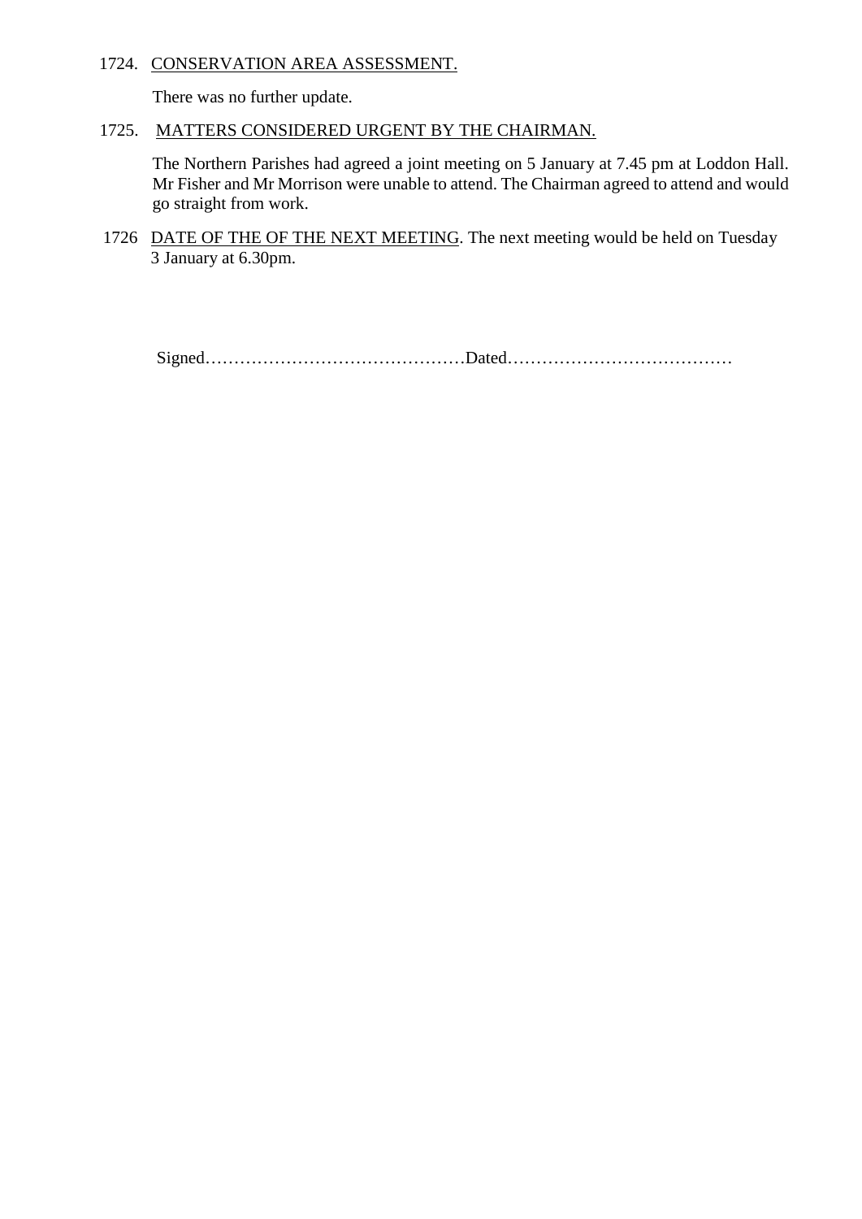1724. <u>CONSERVATION AREA ASSESSMENT.</u>

There was no further update.

1725. <u>MATTERS CONSIDERED URGENT BY THE CHAIRMAN.</u>

The Northern Parishes had agreed a joint meeting on 5 January at 7.45 pm at Loddon Hall. Mr Fisher and Mr Morrison were unable to attend. The Chairman agreed to attend and would go straight from work.

1726 <u>DATE OF THE OF THE NEXT MEETING</u>. The next meeting would be held on Tuesday 3 January at 6.30pm.

Signed………………………………………Dated…………………………………